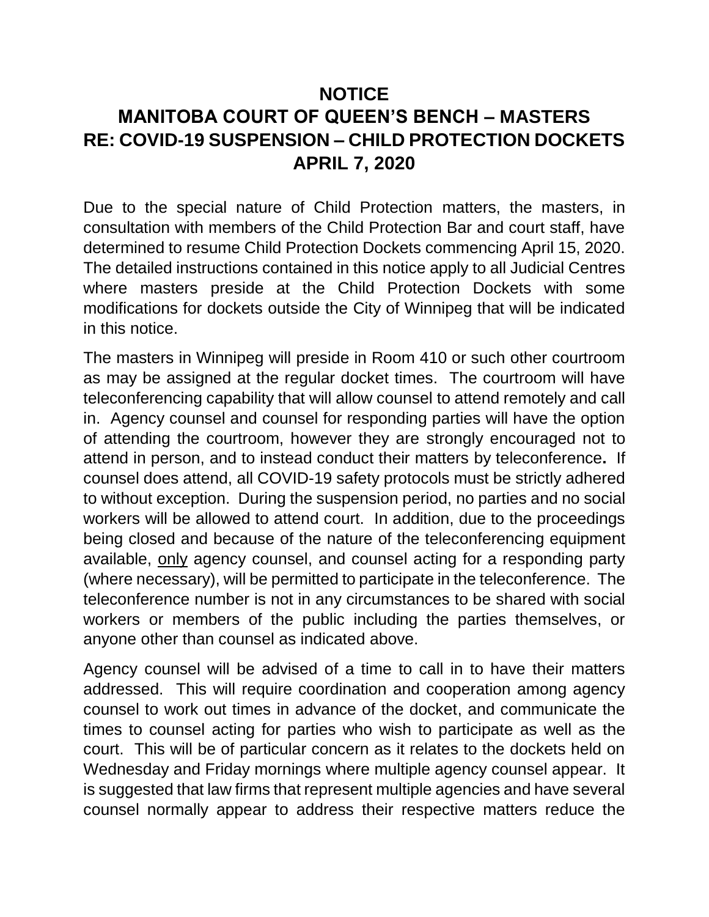# NOTICE

# MANITOBA COURT OF QUEEN'S BENCH – MASTERS

# RE: COVID-19 SUSPENSION – CHILD PROTECTION DOCKETS

# APRIL 7, 2020

Due to the special nature of Child Protection matters, the masters, in consultation with members of the Child Protection Bar and court staff, have determined to resume Child Protection Dockets commencing April 15, 2020. The detailed instructions contained in this notice apply to all Judicial Centres where masters preside at the Child Protection Dockets with some modifications for dockets outside the City of Winnipeg that will be indicated in this notice.

The masters in Winnipeg will preside in Room 410 or such other courtroom as may be assigned at the regular docket times. The courtroom will have teleconferencing capability that will allow counsel to attend remotely and call in. Agency counsel and counsel for responding parties will have the option of attending the courtroom, however they are strongly encouraged not to attend in person, and to instead conduct their matters by teleconference**.** If counsel does attend, all COVID-19 safety protocols must be strictly adhered to without exception. During the suspension period, no parties and no social workers will be allowed to attend court. In addition, due to the proceedings being closed and because of the nature of the teleconferencing equipment available, <u>only</u> agency counsel, and counsel acting for a responding party (where necessary), will be permitted to participate in the teleconference. The teleconference number is not in any circumstances to be shared with social workers or members of the public including the parties themselves, or anyone other than counsel as indicated above.

Agency counsel will be advised of a time to call in to have their matters addressed. This will require coordination and cooperation among agency counsel to work out times in advance of the docket, and communicate the times to counsel acting for parties who wish to participate as well as the court. This will be of particular concern as it relates to the dockets held on Wednesday and Friday mornings where multiple agency counsel appear. It is suggested that law firms that represent multiple agencies and have several counsel normally appear to address their respective matters reduce the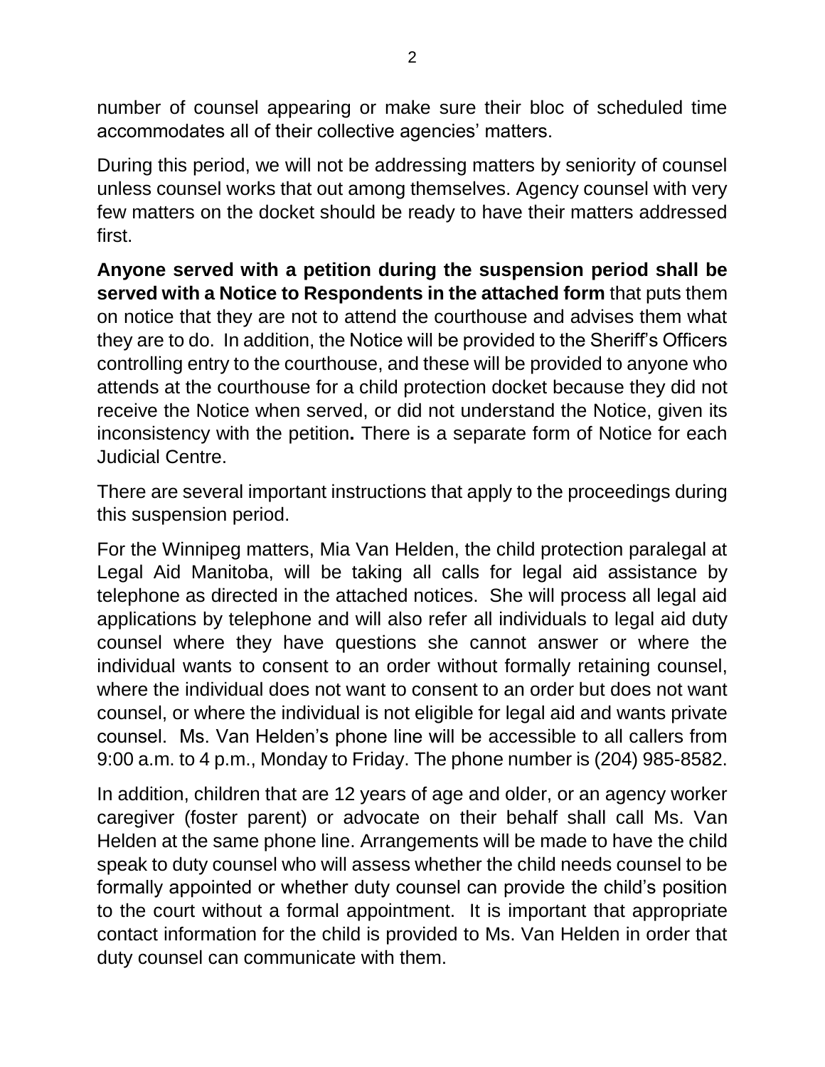number of counsel appearing or make sure their bloc of scheduled time accommodates all of their collective agencies' matters.

During this period, we will not be addressing matters by seniority of counsel unless counsel works that out among themselves. Agency counsel with very few matters on the docket should be ready to have their matters addressed first.

**Anyone served with a petition during the suspension period shall be served with a Notice to Respondents in the attached form** that puts them on notice that they are not to attend the courthouse and advises them what they are to do. In addition, the Notice will be provided to the Sheriff's Officers controlling entry to the courthouse, and these will be provided to anyone who attends at the courthouse for a child protection docket because they did not receive the Notice when served, or did not understand the Notice, given its inconsistency with the petition**.** There is a separate form of Notice for each Judicial Centre.

There are several important instructions that apply to the proceedings during this suspension period.

For the Winnipeg matters, Mia Van Helden, the child protection paralegal at Legal Aid Manitoba, will be taking all calls for legal aid assistance by telephone as directed in the attached notices. She will process all legal aid applications by telephone and will also refer all individuals to legal aid duty counsel where they have questions she cannot answer or where the individual wants to consent to an order without formally retaining counsel, where the individual does not want to consent to an order but does not want counsel, or where the individual is not eligible for legal aid and wants private counsel. Ms. Van Helden's phone line will be accessible to all callers from 9:00 a.m. to 4 p.m., Monday to Friday. The phone number is (204) 985-8582.

In addition, children that are 12 years of age and older, or an agency worker caregiver (foster parent) or advocate on their behalf shall call Ms. Van Helden at the same phone line. Arrangements will be made to have the child speak to duty counsel who will assess whether the child needs counsel to be formally appointed or whether duty counsel can provide the child's position to the court without a formal appointment. It is important that appropriate contact information for the child is provided to Ms. Van Helden in order that duty counsel can communicate with them.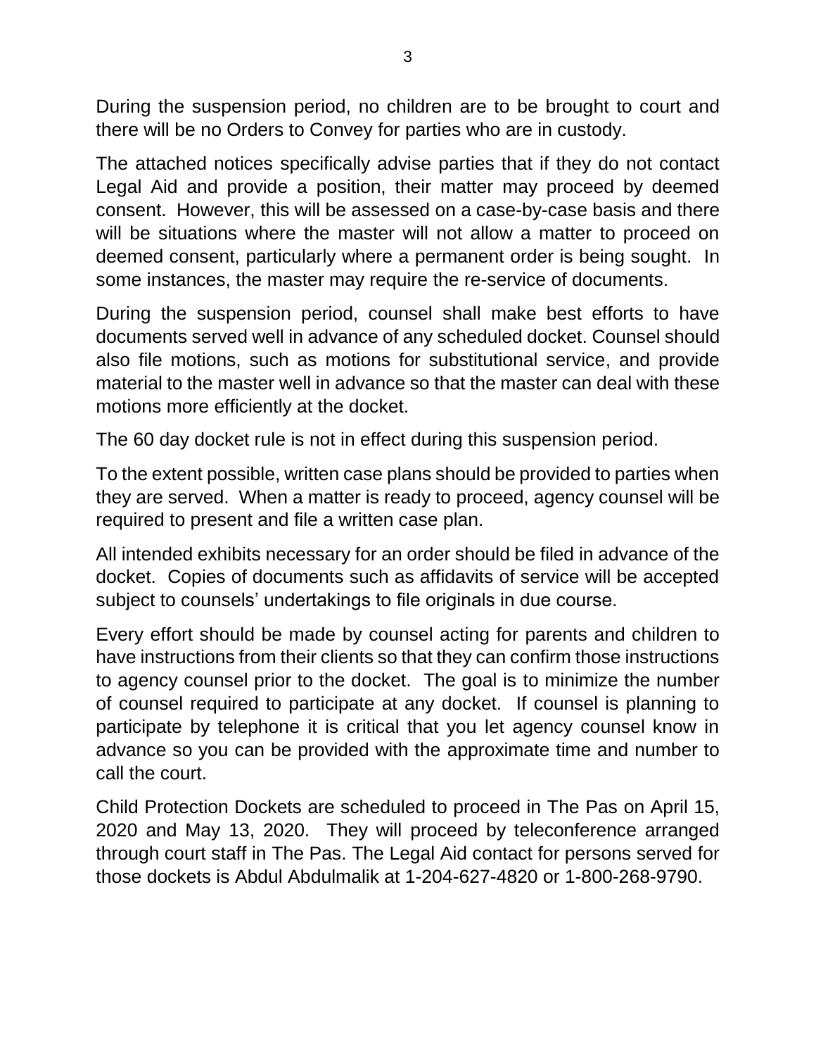During the suspension period, no children are to be brought to court and there will be no Orders to Convey for parties who are in custody.

The attached notices specifically advise parties that if they do not contact Legal Aid and provide a position, their matter may proceed by deemed consent. However, this will be assessed on a case-by-case basis and there will be situations where the master will not allow a matter to proceed on deemed consent, particularly where a permanent order is being sought. In some instances, the master may require the re-service of documents.

During the suspension period, counsel shall make best efforts to have documents served well in advance of any scheduled docket. Counsel should also file motions, such as motions for substitutional service, and provide material to the master well in advance so that the master can deal with these motions more efficiently at the docket.

The 60 day docket rule is not in effect during this suspension period.

To the extent possible, written case plans should be provided to parties when they are served. When a matter is ready to proceed, agency counsel will be required to present and file a written case plan.

All intended exhibits necessary for an order should be filed in advance of the docket. Copies of documents such as affidavits of service will be accepted subject to counsels' undertakings to file originals in due course.

Every effort should be made by counsel acting for parents and children to have instructions from their clients so that they can confirm those instructions to agency counsel prior to the docket. The goal is to minimize the number of counsel required to participate at any docket. If counsel is planning to participate by telephone it is critical that you let agency counsel know in advance so you can be provided with the approximate time and number to call the court.

Child Protection Dockets are scheduled to proceed in The Pas on April 15, 2020 and May 13, 2020. They will proceed by teleconference arranged through court staff in The Pas. The Legal Aid contact for persons served for those dockets is Abdul Abdulmalik at 1-204-627-4820 or 1-800-268-9790.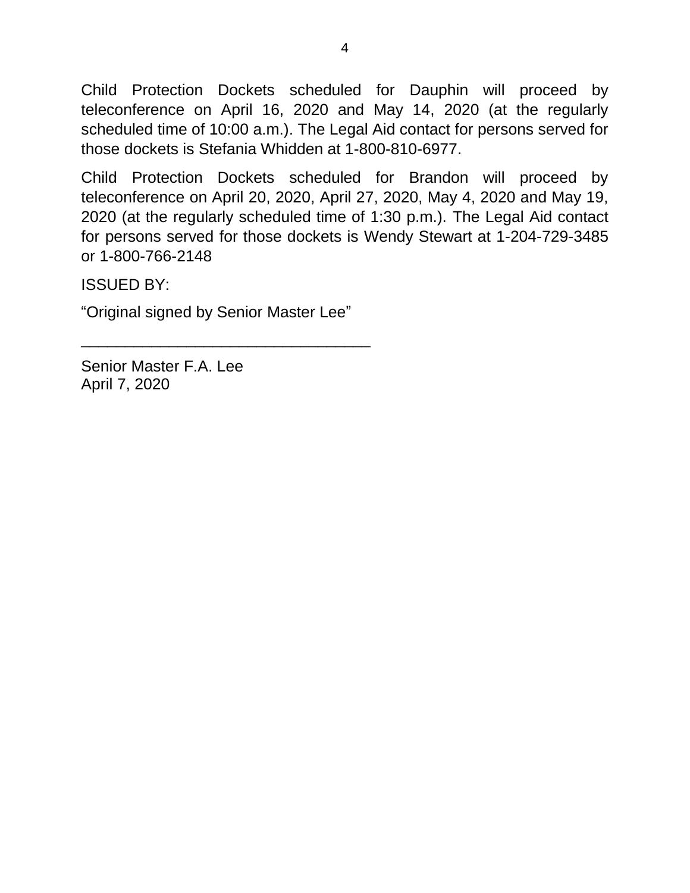Child Protection Dockets scheduled for Dauphin will proceed by teleconference on April 16, 2020 and May 14, 2020 (at the regularly scheduled time of 10:00 a.m.). The Legal Aid contact for persons served for those dockets is Stefania Whidden at 1-800-810-6977.

Child Protection Dockets scheduled for Brandon will proceed by teleconference on April 20, 2020, April 27, 2020, May 4, 2020 and May 19, 2020 (at the regularly scheduled time of 1:30 p.m.). The Legal Aid contact for persons served for those dockets is Wendy Stewart at 1-204-729-3485 or 1-800-766-2148

ISSUED BY:

“Original signed by Senior Master Lee”

_________________________________

Senior Master F.A. Lee
April 7, 2020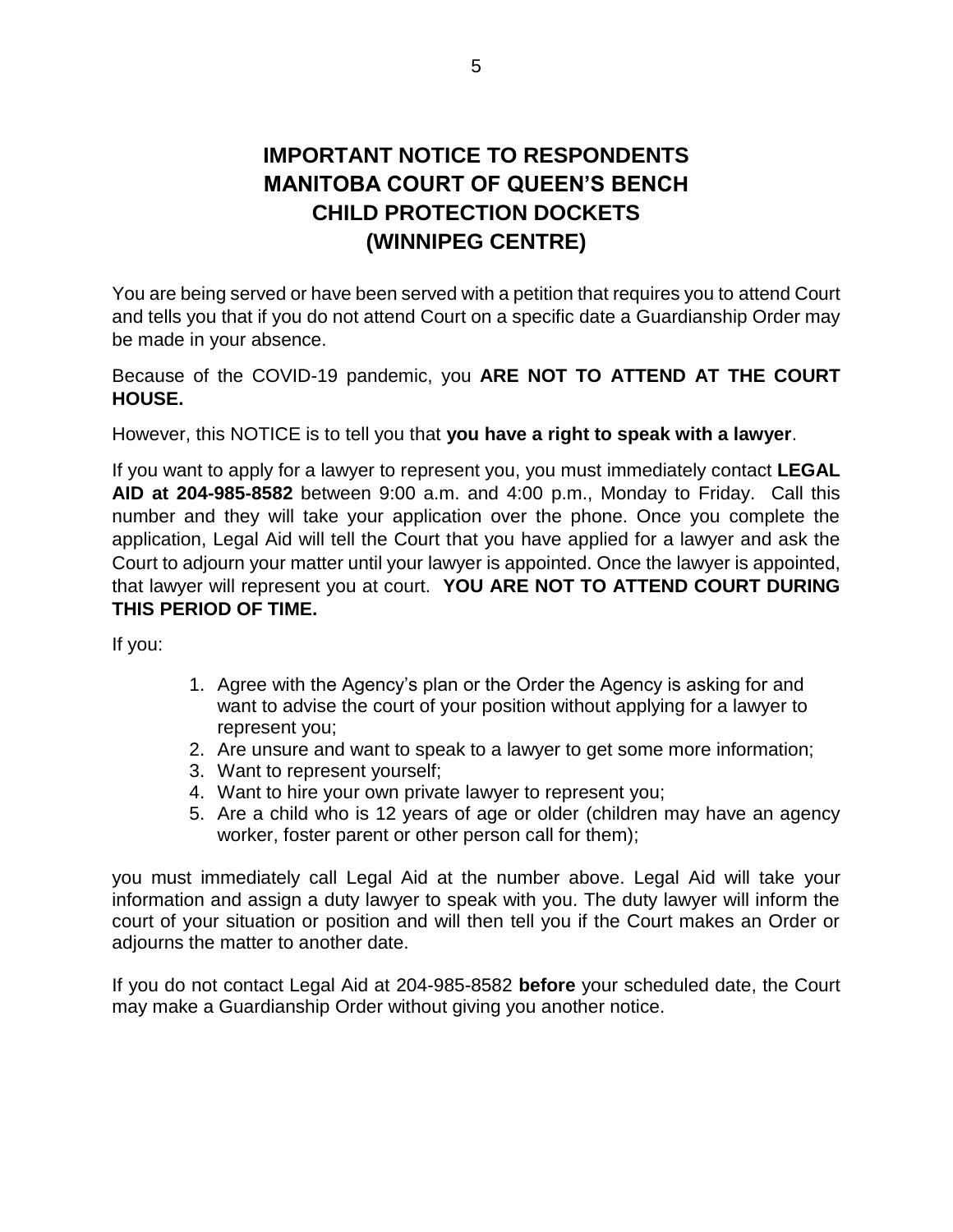# IMPORTANT NOTICE TO RESPONDENTS
# MANITOBA COURT OF QUEEN'S BENCH
# CHILD PROTECTION DOCKETS
# (WINNIPEG CENTRE)

You are being served or have been served with a petition that requires you to attend Court and tells you that if you do not attend Court on a specific date a Guardianship Order may be made in your absence.

Because of the COVID-19 pandemic, you **ARE NOT TO ATTEND AT THE COURT HOUSE.**

However, this NOTICE is to tell you that **you have a right to speak with a lawyer**.

If you want to apply for a lawyer to represent you, you must immediately contact **LEGAL AID at 204-985-8582** between 9:00 a.m. and 4:00 p.m., Monday to Friday. Call this number and they will take your application over the phone. Once you complete the application, Legal Aid will tell the Court that you have applied for a lawyer and ask the Court to adjourn your matter until your lawyer is appointed. Once the lawyer is appointed, that lawyer will represent you at court. **YOU ARE NOT TO ATTEND COURT DURING THIS PERIOD OF TIME.**

If you:

1. Agree with the Agency's plan or the Order the Agency is asking for and want to advise the court of your position without applying for a lawyer to represent you;
2. Are unsure and want to speak to a lawyer to get some more information;
3. Want to represent yourself;
4. Want to hire your own private lawyer to represent you;
5. Are a child who is 12 years of age or older (children may have an agency worker, foster parent or other person call for them);

you must immediately call Legal Aid at the number above. Legal Aid will take your information and assign a duty lawyer to speak with you. The duty lawyer will inform the court of your situation or position and will then tell you if the Court makes an Order or adjourns the matter to another date.

If you do not contact Legal Aid at 204-985-8582 **before** your scheduled date, the Court may make a Guardianship Order without giving you another notice.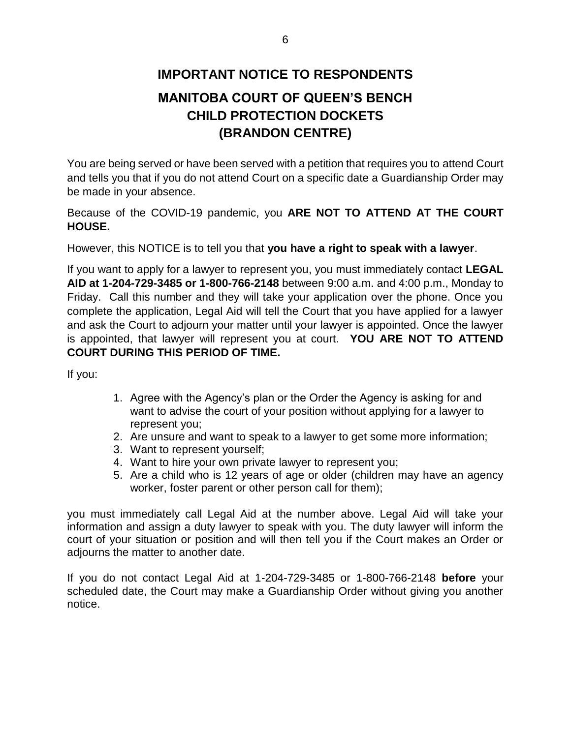# IMPORTANT NOTICE TO RESPONDENTS

## MANITOBA COURT OF QUEEN'S BENCH
## CHILD PROTECTION DOCKETS
## (BRANDON CENTRE)

You are being served or have been served with a petition that requires you to attend Court and tells you that if you do not attend Court on a specific date a Guardianship Order may be made in your absence.

Because of the COVID-19 pandemic, you **ARE NOT TO ATTEND AT THE COURT HOUSE.**

However, this NOTICE is to tell you that **you have a right to speak with a lawyer**.

If you want to apply for a lawyer to represent you, you must immediately contact **LEGAL AID at 1-204-729-3485 or 1-800-766-2148** between 9:00 a.m. and 4:00 p.m., Monday to Friday. Call this number and they will take your application over the phone. Once you complete the application, Legal Aid will tell the Court that you have applied for a lawyer and ask the Court to adjourn your matter until your lawyer is appointed. Once the lawyer is appointed, that lawyer will represent you at court. **YOU ARE NOT TO ATTEND COURT DURING THIS PERIOD OF TIME.**

If you:

1. Agree with the Agency's plan or the Order the Agency is asking for and want to advise the court of your position without applying for a lawyer to represent you;
2. Are unsure and want to speak to a lawyer to get some more information;
3. Want to represent yourself;
4. Want to hire your own private lawyer to represent you;
5. Are a child who is 12 years of age or older (children may have an agency worker, foster parent or other person call for them);

you must immediately call Legal Aid at the number above. Legal Aid will take your information and assign a duty lawyer to speak with you. The duty lawyer will inform the court of your situation or position and will then tell you if the Court makes an Order or adjourns the matter to another date.

If you do not contact Legal Aid at 1-204-729-3485 or 1-800-766-2148 **before** your scheduled date, the Court may make a Guardianship Order without giving you another notice.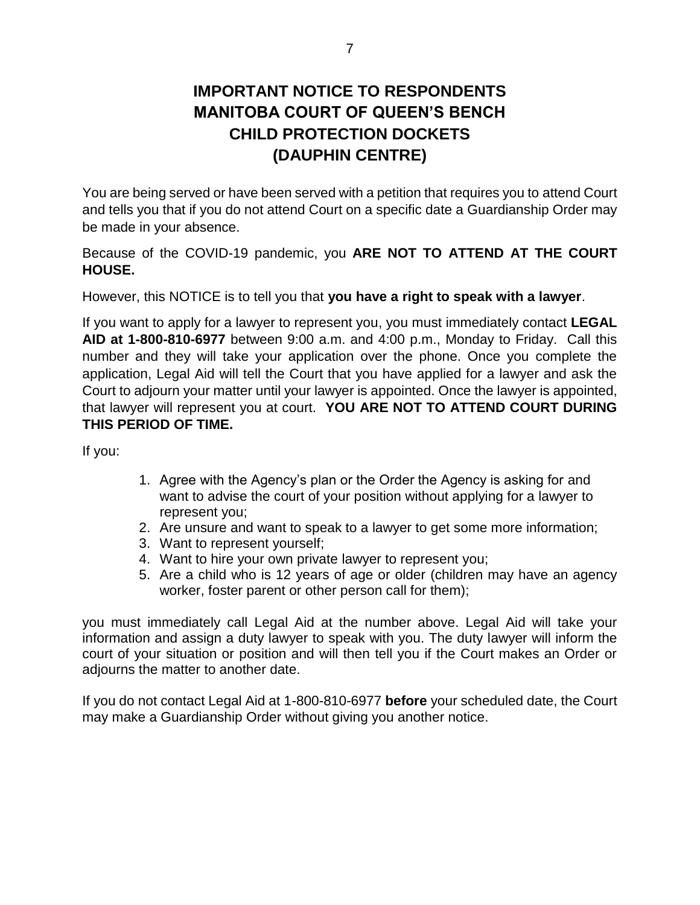# IMPORTANT NOTICE TO RESPONDENTS
# MANITOBA COURT OF QUEEN'S BENCH
# CHILD PROTECTION DOCKETS
# (DAUPHIN CENTRE)

You are being served or have been served with a petition that requires you to attend Court and tells you that if you do not attend Court on a specific date a Guardianship Order may be made in your absence.

Because of the COVID-19 pandemic, you **ARE NOT TO ATTEND AT THE COURT HOUSE.**

However, this NOTICE is to tell you that **you have a right to speak with a lawyer**.

If you want to apply for a lawyer to represent you, you must immediately contact **LEGAL AID at 1-800-810-6977** between 9:00 a.m. and 4:00 p.m., Monday to Friday. Call this number and they will take your application over the phone. Once you complete the application, Legal Aid will tell the Court that you have applied for a lawyer and ask the Court to adjourn your matter until your lawyer is appointed. Once the lawyer is appointed, that lawyer will represent you at court. **YOU ARE NOT TO ATTEND COURT DURING THIS PERIOD OF TIME.**

If you:

1. Agree with the Agency's plan or the Order the Agency is asking for and want to advise the court of your position without applying for a lawyer to represent you;
2. Are unsure and want to speak to a lawyer to get some more information;
3. Want to represent yourself;
4. Want to hire your own private lawyer to represent you;
5. Are a child who is 12 years of age or older (children may have an agency worker, foster parent or other person call for them);

you must immediately call Legal Aid at the number above. Legal Aid will take your information and assign a duty lawyer to speak with you. The duty lawyer will inform the court of your situation or position and will then tell you if the Court makes an Order or adjourns the matter to another date.

If you do not contact Legal Aid at 1-800-810-6977 **before** your scheduled date, the Court may make a Guardianship Order without giving you another notice.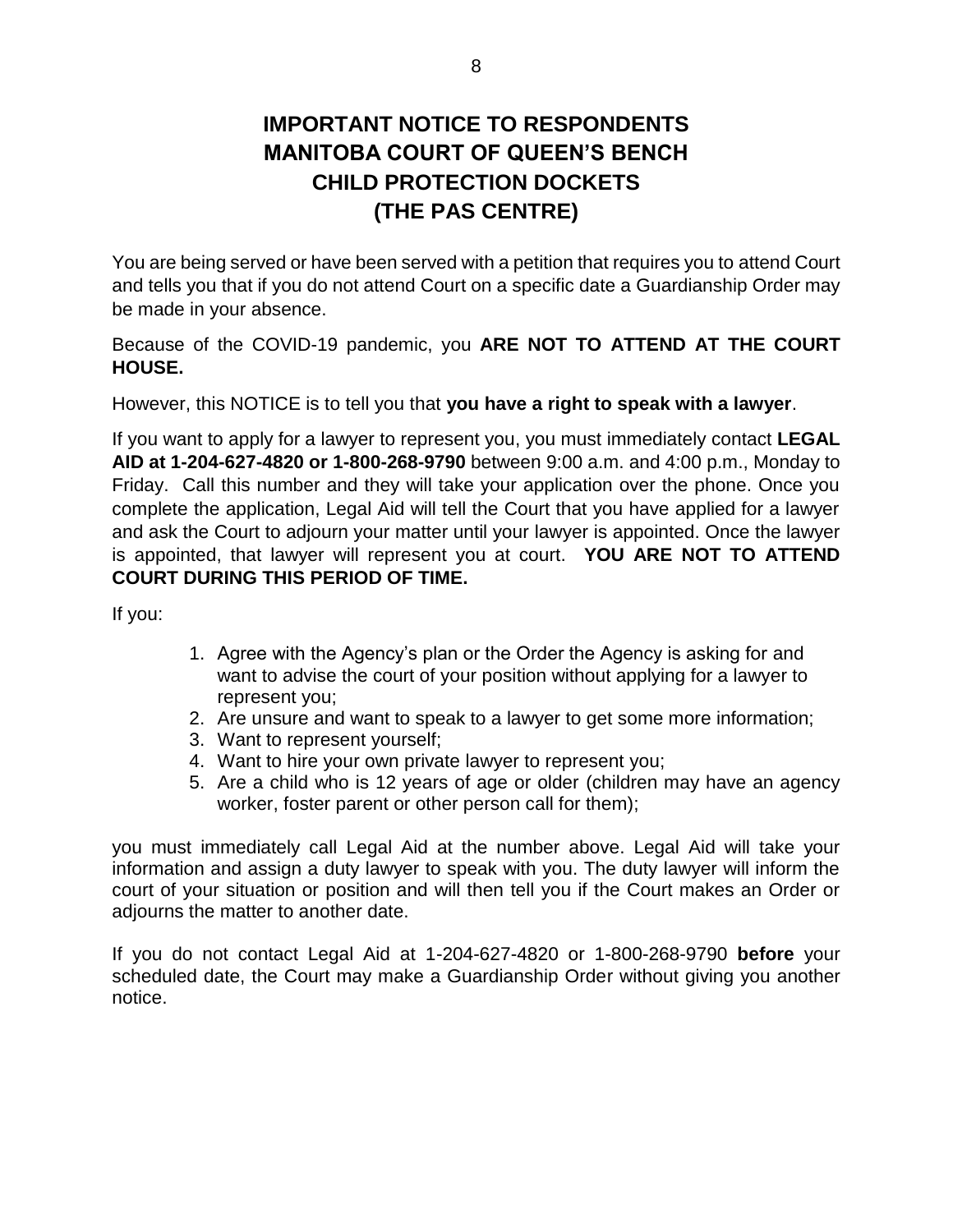# IMPORTANT NOTICE TO RESPONDENTS
# MANITOBA COURT OF QUEEN'S BENCH
# CHILD PROTECTION DOCKETS
# (THE PAS CENTRE)

You are being served or have been served with a petition that requires you to attend Court and tells you that if you do not attend Court on a specific date a Guardianship Order may be made in your absence.

Because of the COVID-19 pandemic, you **ARE NOT TO ATTEND AT THE COURT HOUSE.**

However, this NOTICE is to tell you that **you have a right to speak with a lawyer**.

If you want to apply for a lawyer to represent you, you must immediately contact **LEGAL AID at 1-204-627-4820 or 1-800-268-9790** between 9:00 a.m. and 4:00 p.m., Monday to Friday. Call this number and they will take your application over the phone. Once you complete the application, Legal Aid will tell the Court that you have applied for a lawyer and ask the Court to adjourn your matter until your lawyer is appointed. Once the lawyer is appointed, that lawyer will represent you at court. **YOU ARE NOT TO ATTEND COURT DURING THIS PERIOD OF TIME.**

If you:

1. Agree with the Agency's plan or the Order the Agency is asking for and want to advise the court of your position without applying for a lawyer to represent you;
2. Are unsure and want to speak to a lawyer to get some more information;
3. Want to represent yourself;
4. Want to hire your own private lawyer to represent you;
5. Are a child who is 12 years of age or older (children may have an agency worker, foster parent or other person call for them);

you must immediately call Legal Aid at the number above. Legal Aid will take your information and assign a duty lawyer to speak with you. The duty lawyer will inform the court of your situation or position and will then tell you if the Court makes an Order or adjourns the matter to another date.

If you do not contact Legal Aid at 1-204-627-4820 or 1-800-268-9790 **before** your scheduled date, the Court may make a Guardianship Order without giving you another notice.